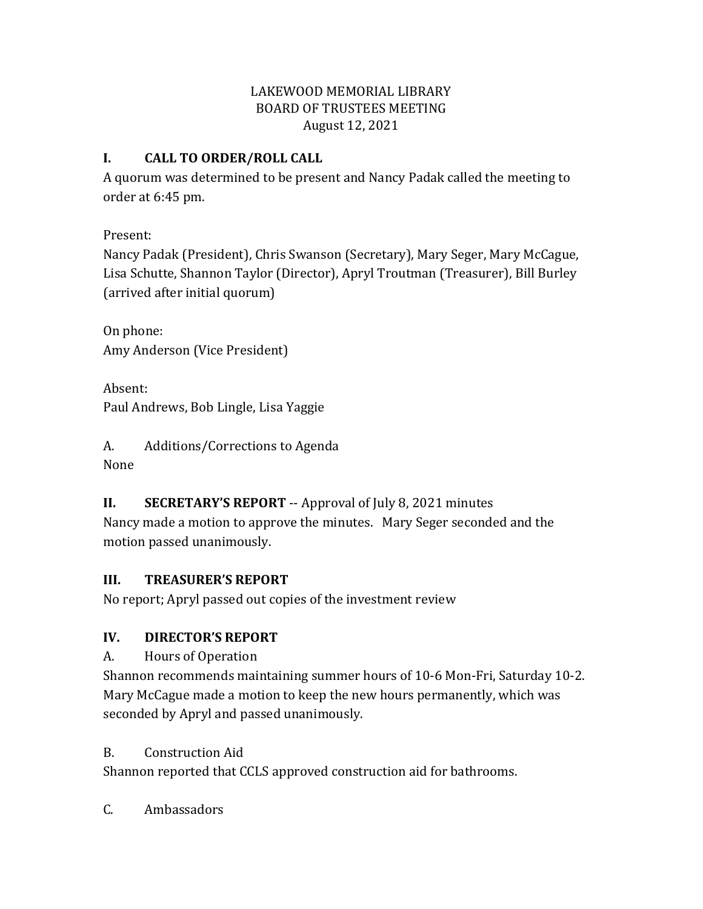LAKEWOOD MEMORIAL LIBRARY
BOARD OF TRUSTEES MEETING
August 12, 2021

## I. CALL TO ORDER/ROLL CALL

A quorum was determined to be present and Nancy Padak called the meeting to order at 6:45 pm.

Present:
Nancy Padak (President), Chris Swanson (Secretary), Mary Seger, Mary McCague, Lisa Schutte, Shannon Taylor (Director), Apryl Troutman (Treasurer), Bill Burley (arrived after initial quorum)

On phone:
Amy Anderson (Vice President)

Absent:
Paul Andrews, Bob Lingle, Lisa Yaggie

A. Additions/Corrections to Agenda
None

## II. SECRETARY'S REPORT -- Approval of July 8, 2021 minutes

Nancy made a motion to approve the minutes. Mary Seger seconded and the motion passed unanimously.

## III. TREASURER'S REPORT

No report; Apryl passed out copies of the investment review

## IV. DIRECTOR'S REPORT

A. Hours of Operation

Shannon recommends maintaining summer hours of 10-6 Mon-Fri, Saturday 10-2. Mary McCague made a motion to keep the new hours permanently, which was seconded by Apryl and passed unanimously.

B. Construction Aid

Shannon reported that CCLS approved construction aid for bathrooms.

C. Ambassadors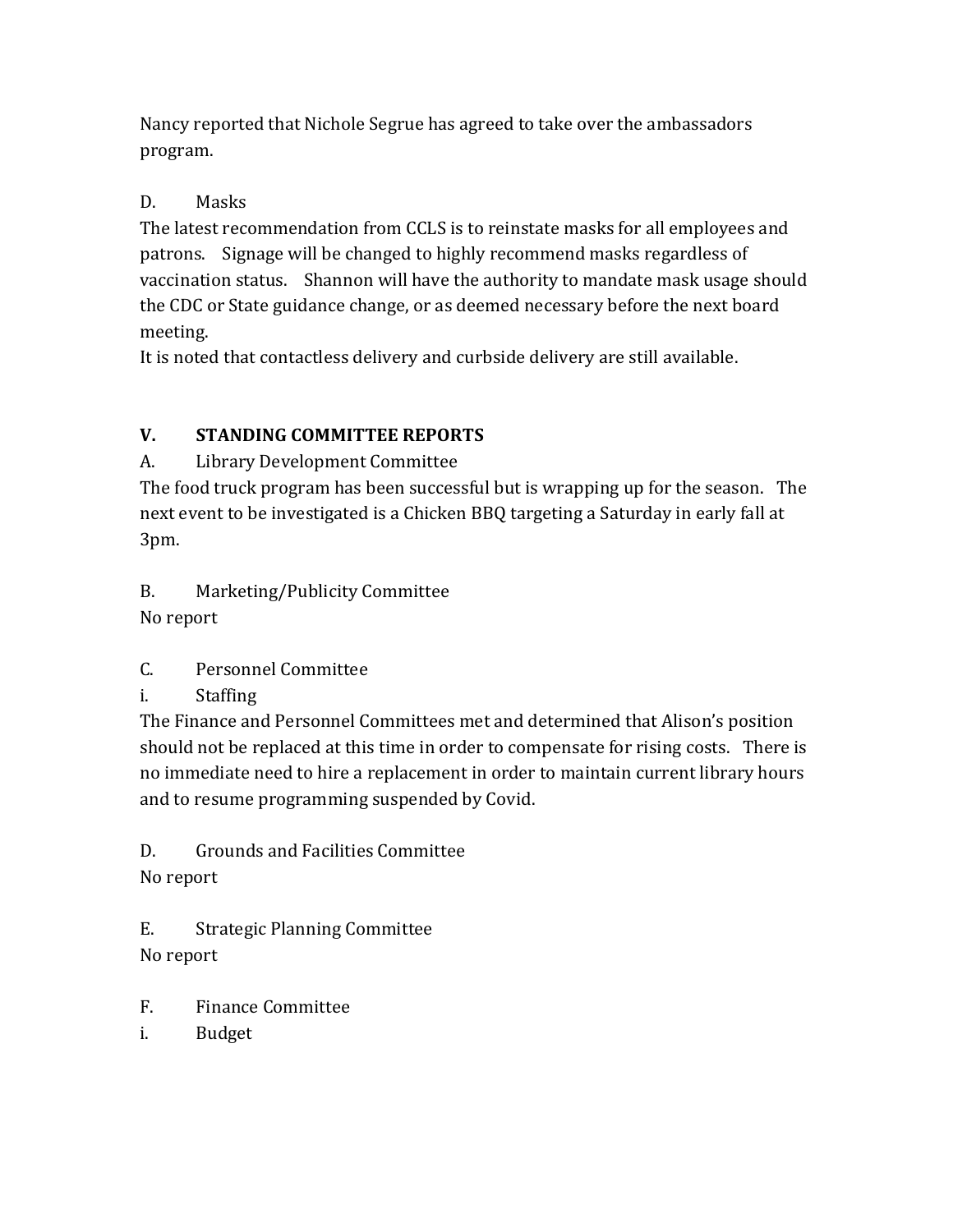Nancy reported that Nichole Segrue has agreed to take over the ambassadors program.

D. Masks

The latest recommendation from CCLS is to reinstate masks for all employees and patrons. Signage will be changed to highly recommend masks regardless of vaccination status. Shannon will have the authority to mandate mask usage should the CDC or State guidance change, or as deemed necessary before the next board meeting.

It is noted that contactless delivery and curbside delivery are still available.

## V. STANDING COMMITTEE REPORTS

A. Library Development Committee

The food truck program has been successful but is wrapping up for the season. The next event to be investigated is a Chicken BBQ targeting a Saturday in early fall at 3pm.

B. Marketing/Publicity Committee

No report

C. Personnel Committee

i. Staffing

The Finance and Personnel Committees met and determined that Alison's position should not be replaced at this time in order to compensate for rising costs. There is no immediate need to hire a replacement in order to maintain current library hours and to resume programming suspended by Covid.

D. Grounds and Facilities Committee

No report

E. Strategic Planning Committee

No report

F. Finance Committee

i. Budget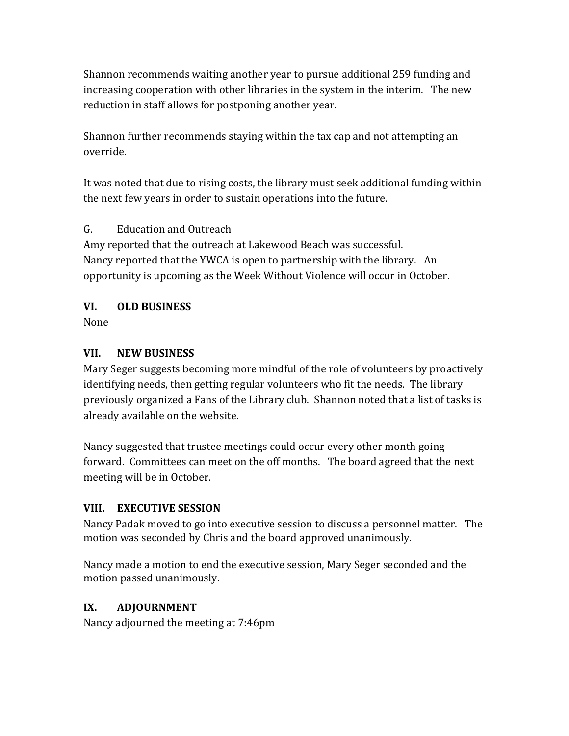Shannon recommends waiting another year to pursue additional 259 funding and increasing cooperation with other libraries in the system in the interim. The new reduction in staff allows for postponing another year.

Shannon further recommends staying within the tax cap and not attempting an override.

It was noted that due to rising costs, the library must seek additional funding within the next few years in order to sustain operations into the future.

G. Education and Outreach

Amy reported that the outreach at Lakewood Beach was successful.
Nancy reported that the YWCA is open to partnership with the library. An opportunity is upcoming as the Week Without Violence will occur in October.

## VI. OLD BUSINESS

None

## VII. NEW BUSINESS

Mary Seger suggests becoming more mindful of the role of volunteers by proactively identifying needs, then getting regular volunteers who fit the needs. The library previously organized a Fans of the Library club. Shannon noted that a list of tasks is already available on the website.

Nancy suggested that trustee meetings could occur every other month going forward. Committees can meet on the off months. The board agreed that the next meeting will be in October.

## VIII. EXECUTIVE SESSION

Nancy Padak moved to go into executive session to discuss a personnel matter. The motion was seconded by Chris and the board approved unanimously.

Nancy made a motion to end the executive session, Mary Seger seconded and the motion passed unanimously.

## IX. ADJOURNMENT

Nancy adjourned the meeting at 7:46pm